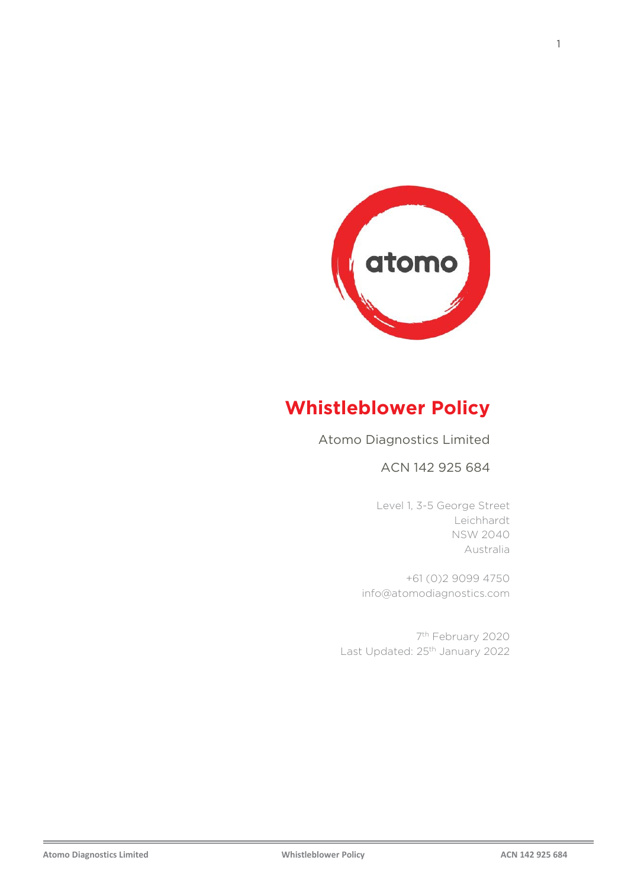atomo

# Whistleblower Policy

Atomo Diagnostics Limited

ACN 142 925 684

Level 1, 3-5 George Street
Leichhardt
NSW 2040
Australia

+61 (0)2 9099 4750
info@atomodiagnostics.com

7th February 2020
Last Updated: 25th January 2022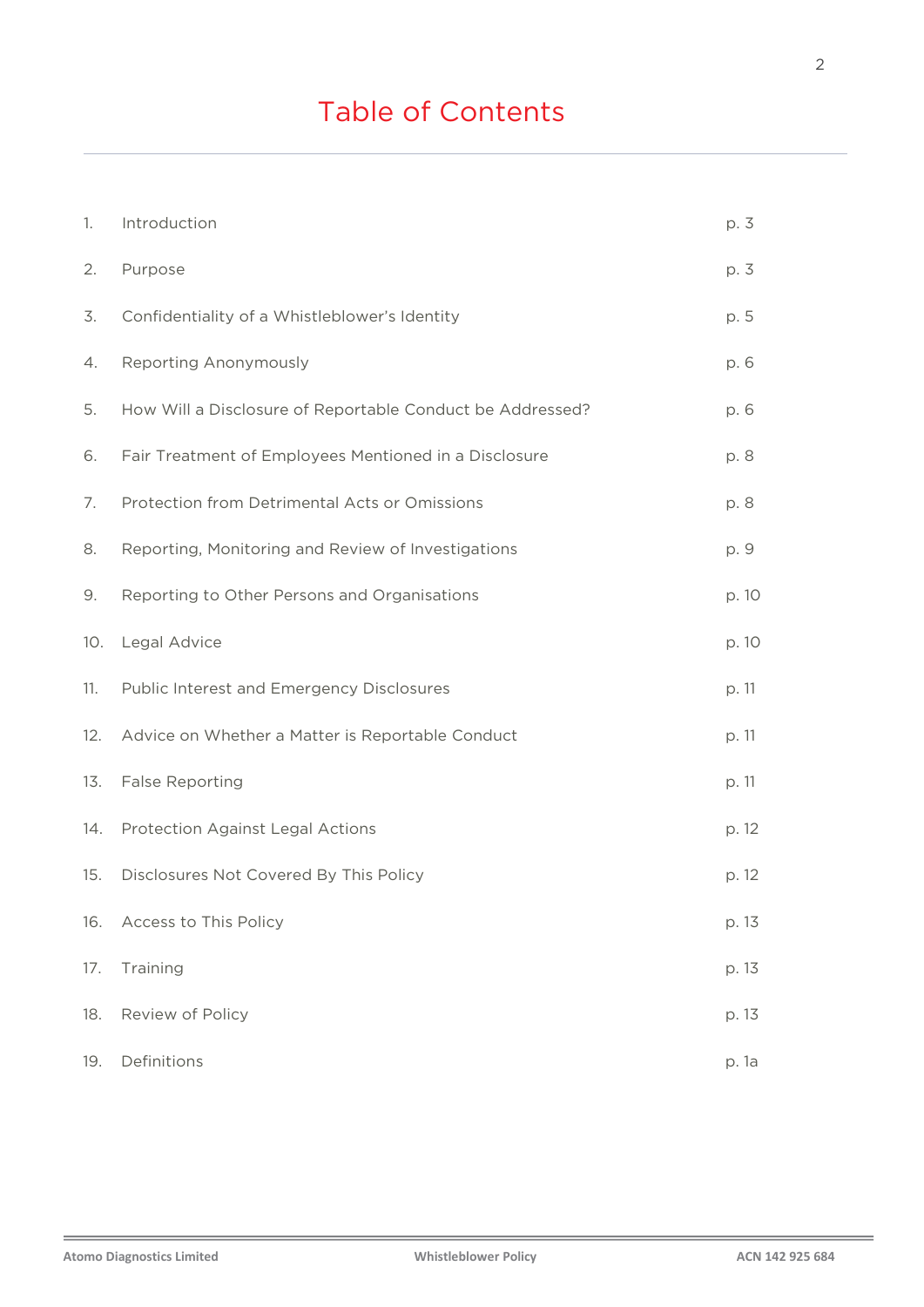# Table of Contents

| | | |
|---|---|---|
| 1. | Introduction | p. 3 |
| 2. | Purpose | p. 3 |
| 3. | Confidentiality of a Whistleblower's Identity | p. 5 |
| 4. | Reporting Anonymously | p. 6 |
| 5. | How Will a Disclosure of Reportable Conduct be Addressed? | p. 6 |
| 6. | Fair Treatment of Employees Mentioned in a Disclosure | p. 8 |
| 7. | Protection from Detrimental Acts or Omissions | p. 8 |
| 8. | Reporting, Monitoring and Review of Investigations | p. 9 |
| 9. | Reporting to Other Persons and Organisations | p. 10 |
| 10. | Legal Advice | p. 10 |
| 11. | Public Interest and Emergency Disclosures | p. 11 |
| 12. | Advice on Whether a Matter is Reportable Conduct | p. 11 |
| 13. | False Reporting | p. 11 |
| 14. | Protection Against Legal Actions | p. 12 |
| 15. | Disclosures Not Covered By This Policy | p. 12 |
| 16. | Access to This Policy | p. 13 |
| 17. | Training | p. 13 |
| 18. | Review of Policy | p. 13 |
| 19. | Definitions | p. 1a |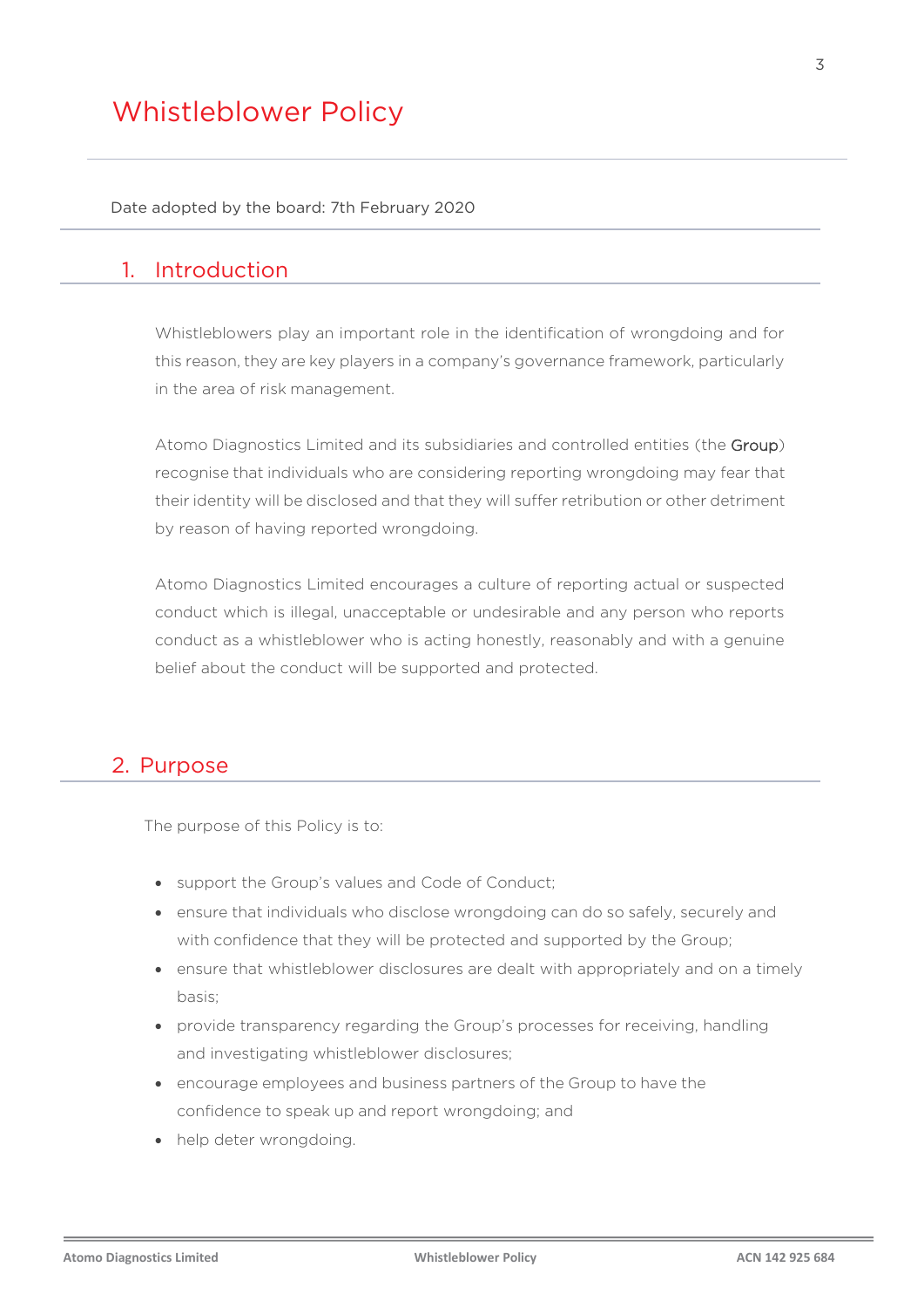# Whistleblower Policy

Date adopted by the board: 7th February 2020

## 1. Introduction

Whistleblowers play an important role in the identification of wrongdoing and for this reason, they are key players in a company's governance framework, particularly in the area of risk management.

Atomo Diagnostics Limited and its subsidiaries and controlled entities (the **Group**) recognise that individuals who are considering reporting wrongdoing may fear that their identity will be disclosed and that they will suffer retribution or other detriment by reason of having reported wrongdoing.

Atomo Diagnostics Limited encourages a culture of reporting actual or suspected conduct which is illegal, unacceptable or undesirable and any person who reports conduct as a whistleblower who is acting honestly, reasonably and with a genuine belief about the conduct will be supported and protected.

## 2. Purpose

The purpose of this Policy is to:

- support the Group's values and Code of Conduct;
- ensure that individuals who disclose wrongdoing can do so safely, securely and with confidence that they will be protected and supported by the Group;
- ensure that whistleblower disclosures are dealt with appropriately and on a timely basis;
- provide transparency regarding the Group's processes for receiving, handling and investigating whistleblower disclosures;
- encourage employees and business partners of the Group to have the confidence to speak up and report wrongdoing; and
- help deter wrongdoing.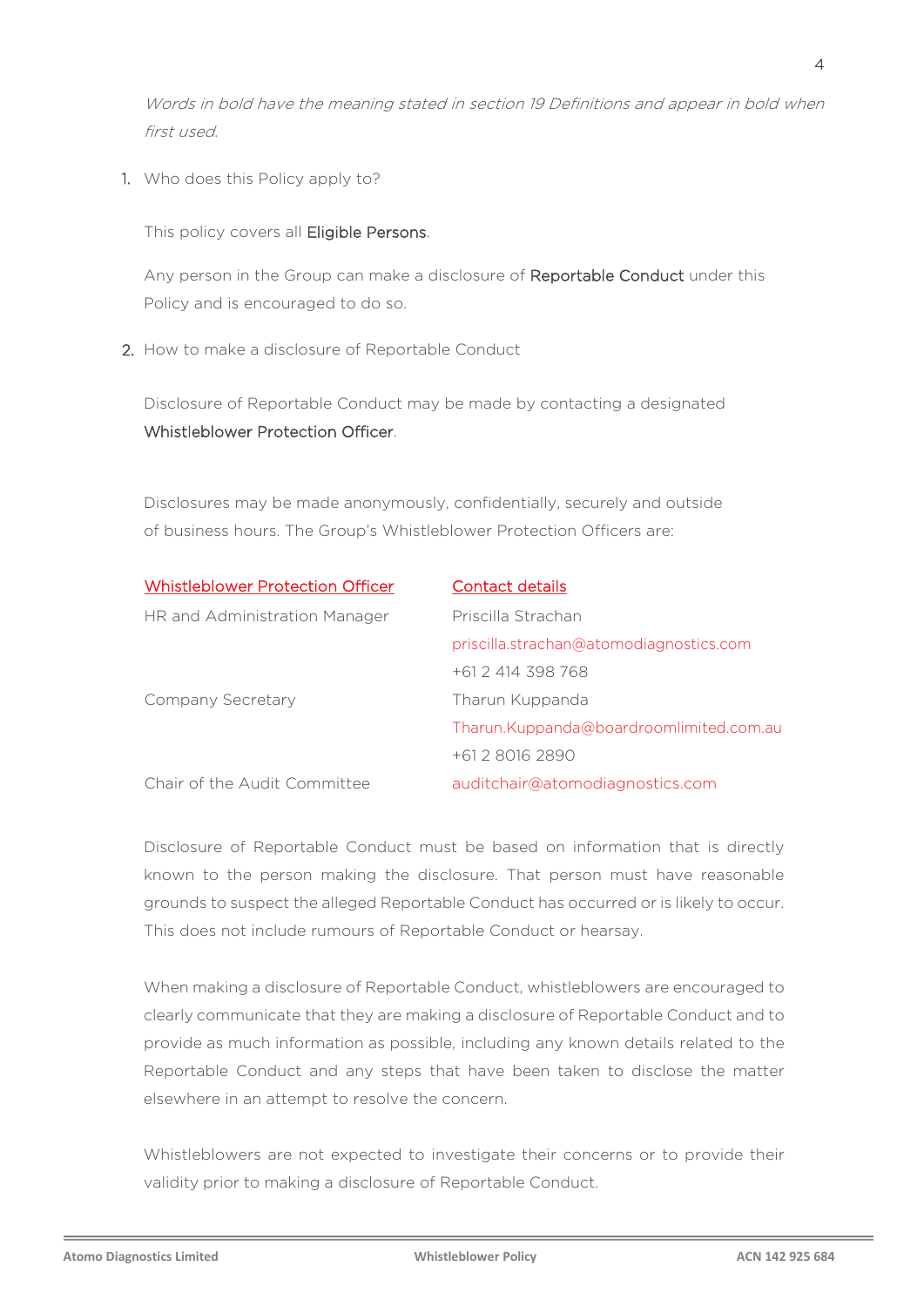*Words in bold have the meaning stated in section 19 Definitions and appear in bold when first used.*

## 1. Who does this Policy apply to?

This policy covers all **Eligible Persons**.

Any person in the Group can make a disclosure of **Reportable Conduct** under this Policy and is encouraged to do so.

## 2. How to make a disclosure of Reportable Conduct

Disclosure of Reportable Conduct may be made by contacting a designated **Whistleblower Protection Officer**.

Disclosures may be made anonymously, confidentially, securely and outside of business hours. The Group's Whistleblower Protection Officers are:

| Whistleblower Protection Officer | Contact details |
|---|---|
| HR and Administration Manager | Priscilla Strachan<br>priscilla.strachan@atomodiagnostics.com<br>+61 2 414 398 768 |
| Company Secretary | Tharun Kuppanda<br>Tharun.Kuppanda@boardroomlimited.com.au<br>+61 2 8016 2890 |
| Chair of the Audit Committee | auditchair@atomodiagnostics.com |

Disclosure of Reportable Conduct must be based on information that is directly known to the person making the disclosure. That person must have reasonable grounds to suspect the alleged Reportable Conduct has occurred or is likely to occur. This does not include rumours of Reportable Conduct or hearsay.

When making a disclosure of Reportable Conduct, whistleblowers are encouraged to clearly communicate that they are making a disclosure of Reportable Conduct and to provide as much information as possible, including any known details related to the Reportable Conduct and any steps that have been taken to disclose the matter elsewhere in an attempt to resolve the concern.

Whistleblowers are not expected to investigate their concerns or to provide their validity prior to making a disclosure of Reportable Conduct.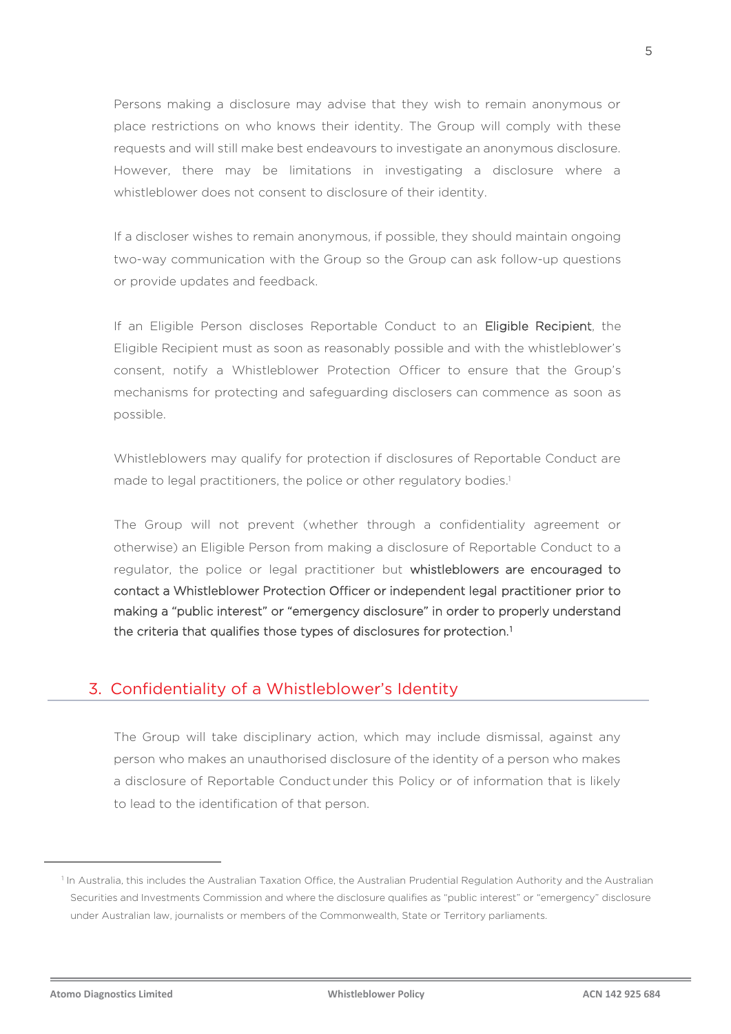Persons making a disclosure may advise that they wish to remain anonymous or place restrictions on who knows their identity. The Group will comply with these requests and will still make best endeavours to investigate an anonymous disclosure. However, there may be limitations in investigating a disclosure where a whistleblower does not consent to disclosure of their identity.

If a discloser wishes to remain anonymous, if possible, they should maintain ongoing two-way communication with the Group so the Group can ask follow-up questions or provide updates and feedback.

If an Eligible Person discloses Reportable Conduct to an **Eligible Recipient**, the Eligible Recipient must as soon as reasonably possible and with the whistleblower's consent, notify a Whistleblower Protection Officer to ensure that the Group's mechanisms for protecting and safeguarding disclosers can commence as soon as possible.

Whistleblowers may qualify for protection if disclosures of Reportable Conduct are made to legal practitioners, the police or other regulatory bodies.[1]

The Group will not prevent (whether through a confidentiality agreement or otherwise) an Eligible Person from making a disclosure of Reportable Conduct to a regulator, the police or legal practitioner but **whistleblowers are encouraged to contact a Whistleblower Protection Officer or independent legal practitioner prior to making a "public interest" or "emergency disclosure" in order to properly understand the criteria that qualifies those types of disclosures for protection.**[1]

## 3. Confidentiality of a Whistleblower's Identity

The Group will take disciplinary action, which may include dismissal, against any person who makes an unauthorised disclosure of the identity of a person who makes a disclosure of Reportable Conduct under this Policy or of information that is likely to lead to the identification of that person.

---

[1] In Australia, this includes the Australian Taxation Office, the Australian Prudential Regulation Authority and the Australian Securities and Investments Commission and where the disclosure qualifies as "public interest" or "emergency" disclosure under Australian law, journalists or members of the Commonwealth, State or Territory parliaments.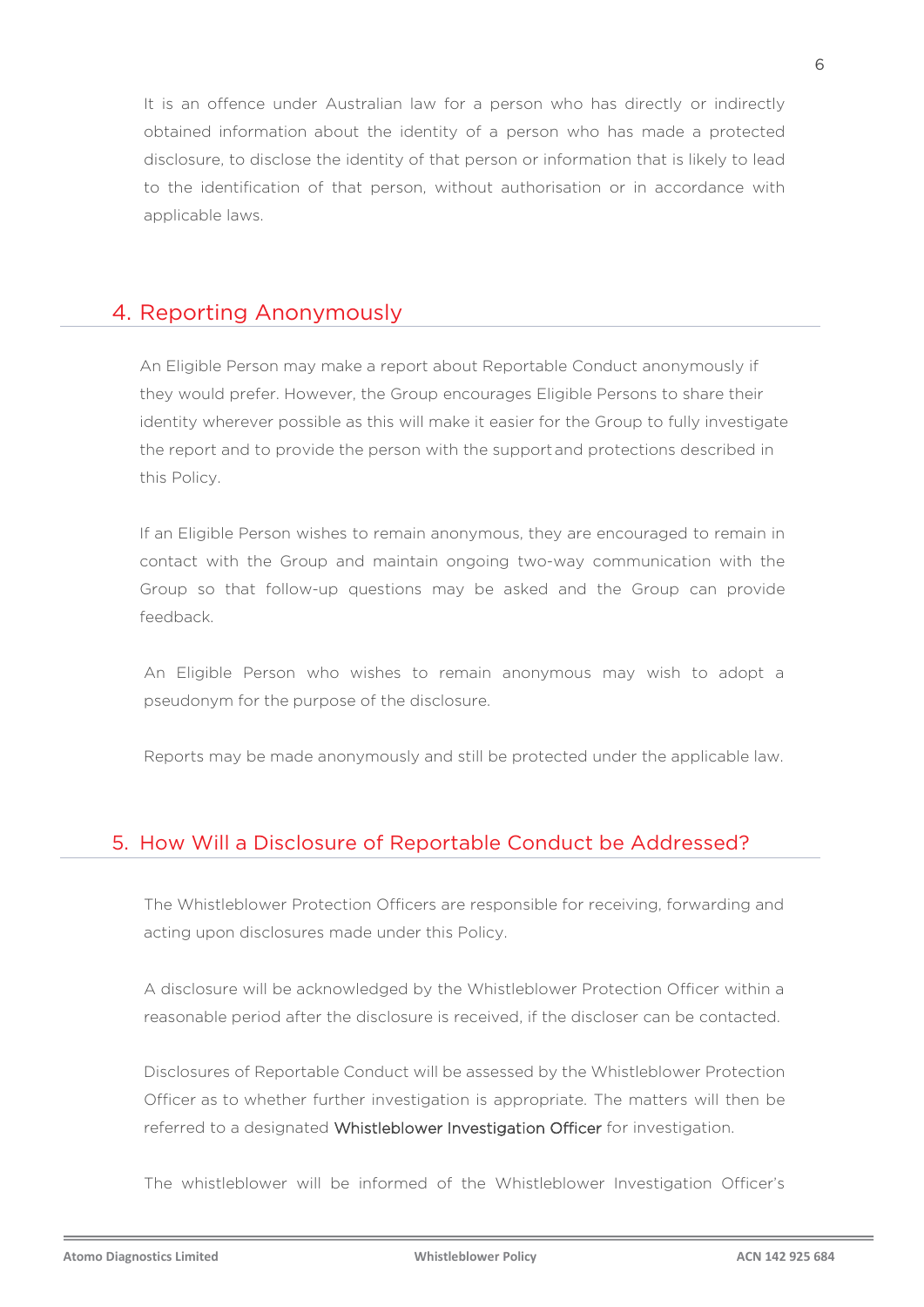It is an offence under Australian law for a person who has directly or indirectly obtained information about the identity of a person who has made a protected disclosure, to disclose the identity of that person or information that is likely to lead to the identification of that person, without authorisation or in accordance with applicable laws.

## 4. Reporting Anonymously

An Eligible Person may make a report about Reportable Conduct anonymously if they would prefer. However, the Group encourages Eligible Persons to share their identity wherever possible as this will make it easier for the Group to fully investigate the report and to provide the person with the support and protections described in this Policy.

If an Eligible Person wishes to remain anonymous, they are encouraged to remain in contact with the Group and maintain ongoing two-way communication with the Group so that follow-up questions may be asked and the Group can provide feedback.

An Eligible Person who wishes to remain anonymous may wish to adopt a pseudonym for the purpose of the disclosure.

Reports may be made anonymously and still be protected under the applicable law.

## 5. How Will a Disclosure of Reportable Conduct be Addressed?

The Whistleblower Protection Officers are responsible for receiving, forwarding and acting upon disclosures made under this Policy.

A disclosure will be acknowledged by the Whistleblower Protection Officer within a reasonable period after the disclosure is received, if the discloser can be contacted.

Disclosures of Reportable Conduct will be assessed by the Whistleblower Protection Officer as to whether further investigation is appropriate. The matters will then be referred to a designated Whistleblower Investigation Officer for investigation.

The whistleblower will be informed of the Whistleblower Investigation Officer's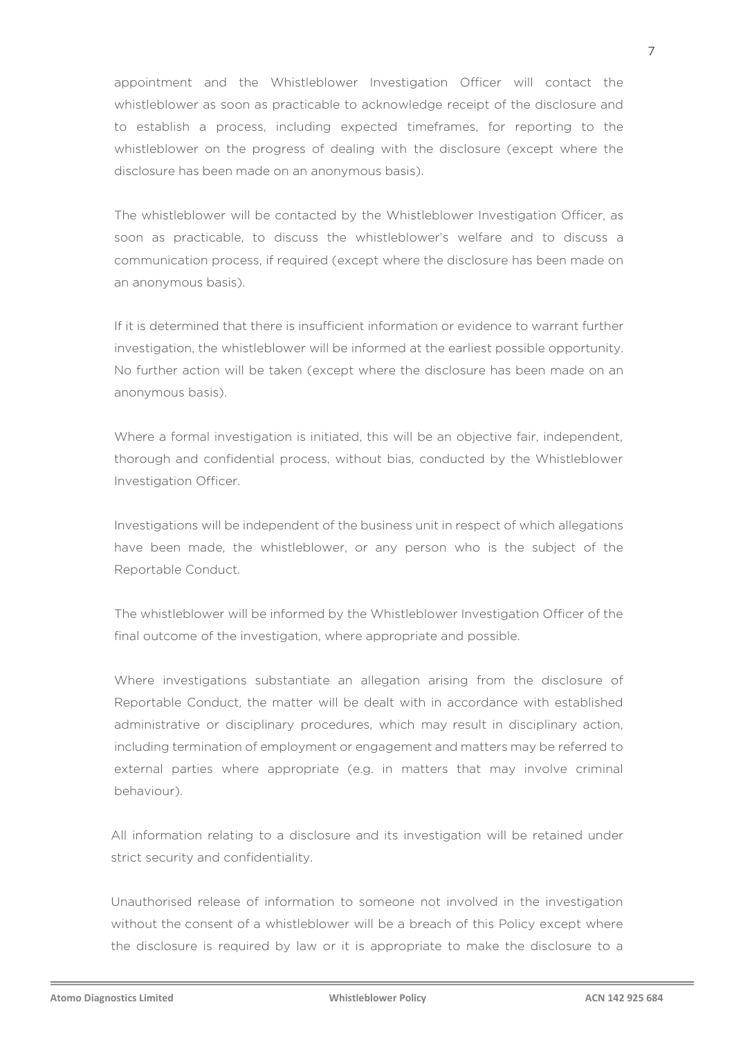appointment and the Whistleblower Investigation Officer will contact the whistleblower as soon as practicable to acknowledge receipt of the disclosure and to establish a process, including expected timeframes, for reporting to the whistleblower on the progress of dealing with the disclosure (except where the disclosure has been made on an anonymous basis).

The whistleblower will be contacted by the Whistleblower Investigation Officer, as soon as practicable, to discuss the whistleblower's welfare and to discuss a communication process, if required (except where the disclosure has been made on an anonymous basis).

If it is determined that there is insufficient information or evidence to warrant further investigation, the whistleblower will be informed at the earliest possible opportunity. No further action will be taken (except where the disclosure has been made on an anonymous basis).

Where a formal investigation is initiated, this will be an objective fair, independent, thorough and confidential process, without bias, conducted by the Whistleblower Investigation Officer.

Investigations will be independent of the business unit in respect of which allegations have been made, the whistleblower, or any person who is the subject of the Reportable Conduct.

The whistleblower will be informed by the Whistleblower Investigation Officer of the final outcome of the investigation, where appropriate and possible.

Where investigations substantiate an allegation arising from the disclosure of Reportable Conduct, the matter will be dealt with in accordance with established administrative or disciplinary procedures, which may result in disciplinary action, including termination of employment or engagement and matters may be referred to external parties where appropriate (e.g. in matters that may involve criminal behaviour).

All information relating to a disclosure and its investigation will be retained under strict security and confidentiality.

Unauthorised release of information to someone not involved in the investigation without the consent of a whistleblower will be a breach of this Policy except where the disclosure is required by law or it is appropriate to make the disclosure to a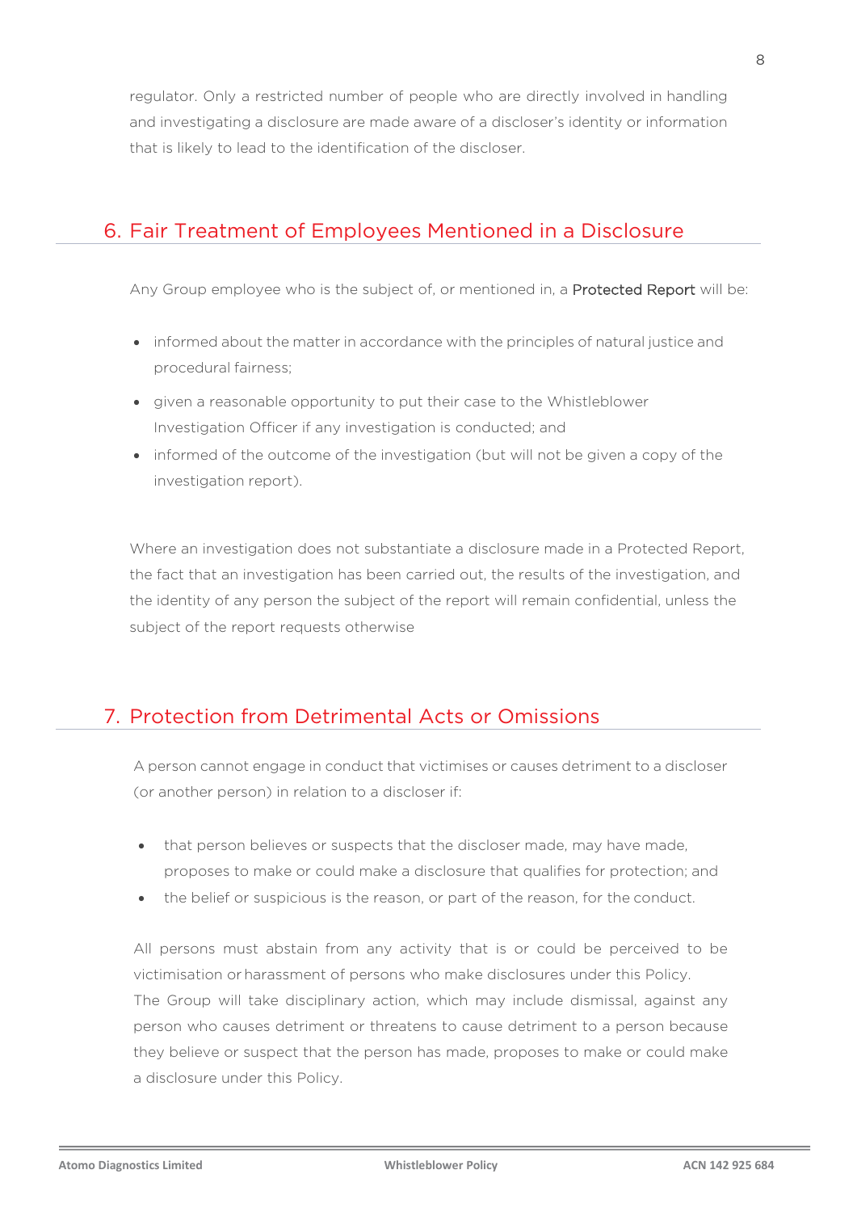regulator. Only a restricted number of people who are directly involved in handling and investigating a disclosure are made aware of a discloser's identity or information that is likely to lead to the identification of the discloser.

## 6. Fair Treatment of Employees Mentioned in a Disclosure

Any Group employee who is the subject of, or mentioned in, a **Protected Report** will be:

- informed about the matter in accordance with the principles of natural justice and procedural fairness;
- given a reasonable opportunity to put their case to the Whistleblower Investigation Officer if any investigation is conducted; and
- informed of the outcome of the investigation (but will not be given a copy of the investigation report).

Where an investigation does not substantiate a disclosure made in a Protected Report, the fact that an investigation has been carried out, the results of the investigation, and the identity of any person the subject of the report will remain confidential, unless the subject of the report requests otherwise

## 7. Protection from Detrimental Acts or Omissions

A person cannot engage in conduct that victimises or causes detriment to a discloser (or another person) in relation to a discloser if:

- that person believes or suspects that the discloser made, may have made, proposes to make or could make a disclosure that qualifies for protection; and
- the belief or suspicious is the reason, or part of the reason, for the conduct.

All persons must abstain from any activity that is or could be perceived to be victimisation or harassment of persons who make disclosures under this Policy.
The Group will take disciplinary action, which may include dismissal, against any person who causes detriment or threatens to cause detriment to a person because they believe or suspect that the person has made, proposes to make or could make a disclosure under this Policy.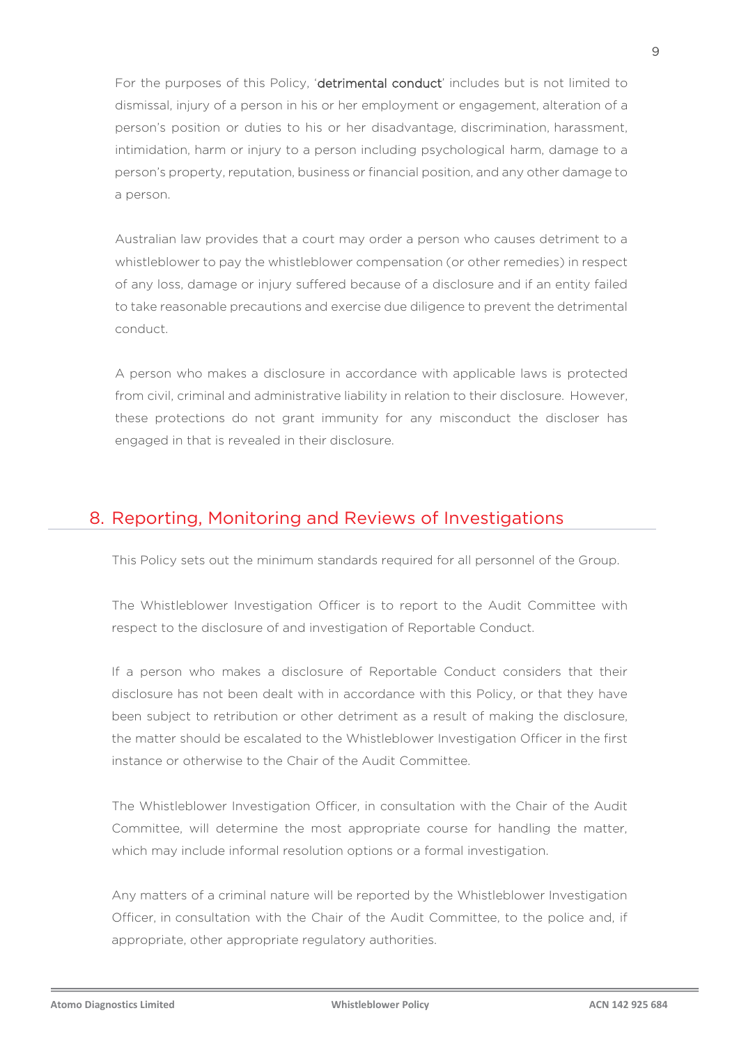For the purposes of this Policy, '**detrimental conduct**' includes but is not limited to dismissal, injury of a person in his or her employment or engagement, alteration of a person's position or duties to his or her disadvantage, discrimination, harassment, intimidation, harm or injury to a person including psychological harm, damage to a person's property, reputation, business or financial position, and any other damage to a person.

Australian law provides that a court may order a person who causes detriment to a whistleblower to pay the whistleblower compensation (or other remedies) in respect of any loss, damage or injury suffered because of a disclosure and if an entity failed to take reasonable precautions and exercise due diligence to prevent the detrimental conduct.

A person who makes a disclosure in accordance with applicable laws is protected from civil, criminal and administrative liability in relation to their disclosure. However, these protections do not grant immunity for any misconduct the discloser has engaged in that is revealed in their disclosure.

## 8. Reporting, Monitoring and Reviews of Investigations

This Policy sets out the minimum standards required for all personnel of the Group.

The Whistleblower Investigation Officer is to report to the Audit Committee with respect to the disclosure of and investigation of Reportable Conduct.

If a person who makes a disclosure of Reportable Conduct considers that their disclosure has not been dealt with in accordance with this Policy, or that they have been subject to retribution or other detriment as a result of making the disclosure, the matter should be escalated to the Whistleblower Investigation Officer in the first instance or otherwise to the Chair of the Audit Committee.

The Whistleblower Investigation Officer, in consultation with the Chair of the Audit Committee, will determine the most appropriate course for handling the matter, which may include informal resolution options or a formal investigation.

Any matters of a criminal nature will be reported by the Whistleblower Investigation Officer, in consultation with the Chair of the Audit Committee, to the police and, if appropriate, other appropriate regulatory authorities.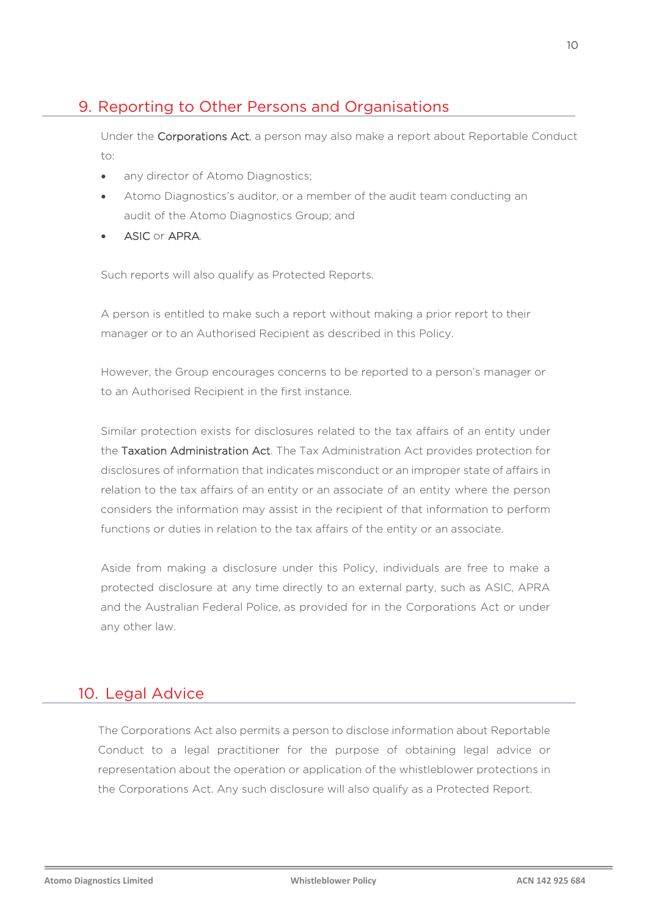## 9. Reporting to Other Persons and Organisations

Under the Corporations Act, a person may also make a report about Reportable Conduct to:

- any director of Atomo Diagnostics;
- Atomo Diagnostics's auditor, or a member of the audit team conducting an audit of the Atomo Diagnostics Group; and
- ASIC or APRA.

Such reports will also qualify as Protected Reports.

A person is entitled to make such a report without making a prior report to their manager or to an Authorised Recipient as described in this Policy.

However, the Group encourages concerns to be reported to a person's manager or to an Authorised Recipient in the first instance.

Similar protection exists for disclosures related to the tax affairs of an entity under the Taxation Administration Act. The Tax Administration Act provides protection for disclosures of information that indicates misconduct or an improper state of affairs in relation to the tax affairs of an entity or an associate of an entity where the person considers the information may assist in the recipient of that information to perform functions or duties in relation to the tax affairs of the entity or an associate.

Aside from making a disclosure under this Policy, individuals are free to make a protected disclosure at any time directly to an external party, such as ASIC, APRA and the Australian Federal Police, as provided for in the Corporations Act or under any other law.

## 10. Legal Advice

The Corporations Act also permits a person to disclose information about Reportable Conduct to a legal practitioner for the purpose of obtaining legal advice or representation about the operation or application of the whistleblower protections in the Corporations Act. Any such disclosure will also qualify as a Protected Report.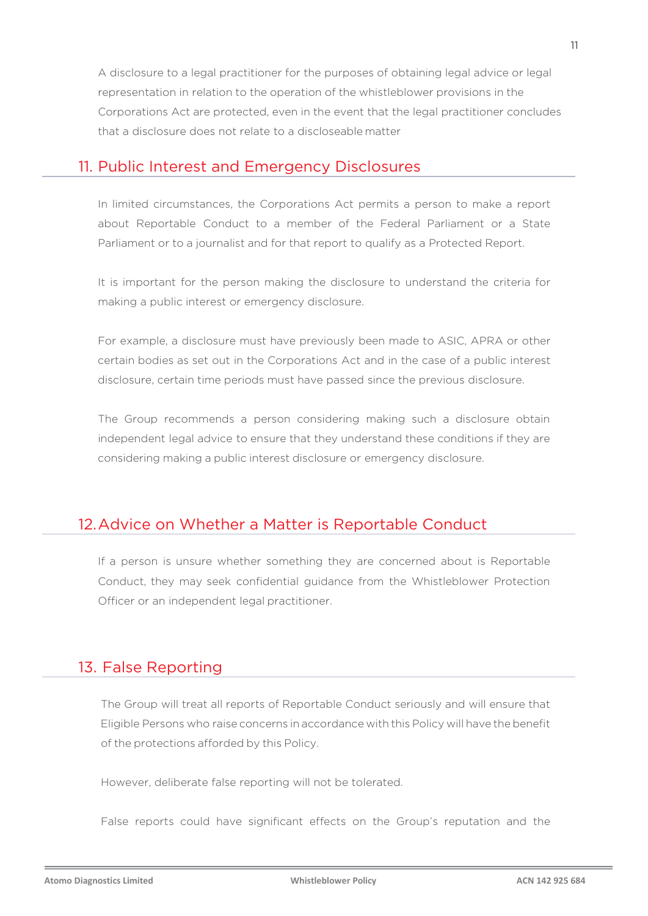A disclosure to a legal practitioner for the purposes of obtaining legal advice or legal representation in relation to the operation of the whistleblower provisions in the Corporations Act are protected, even in the event that the legal practitioner concludes that a disclosure does not relate to a discloseable matter

## 11. Public Interest and Emergency Disclosures

In limited circumstances, the Corporations Act permits a person to make a report about Reportable Conduct to a member of the Federal Parliament or a State Parliament or to a journalist and for that report to qualify as a Protected Report.

It is important for the person making the disclosure to understand the criteria for making a public interest or emergency disclosure.

For example, a disclosure must have previously been made to ASIC, APRA or other certain bodies as set out in the Corporations Act and in the case of a public interest disclosure, certain time periods must have passed since the previous disclosure.

The Group recommends a person considering making such a disclosure obtain independent legal advice to ensure that they understand these conditions if they are considering making a public interest disclosure or emergency disclosure.

## 12. Advice on Whether a Matter is Reportable Conduct

If a person is unsure whether something they are concerned about is Reportable Conduct, they may seek confidential guidance from the Whistleblower Protection Officer or an independent legal practitioner.

## 13. False Reporting

The Group will treat all reports of Reportable Conduct seriously and will ensure that Eligible Persons who raise concerns in accordance with this Policy will have the benefit of the protections afforded by this Policy.

However, deliberate false reporting will not be tolerated.

False reports could have significant effects on the Group's reputation and the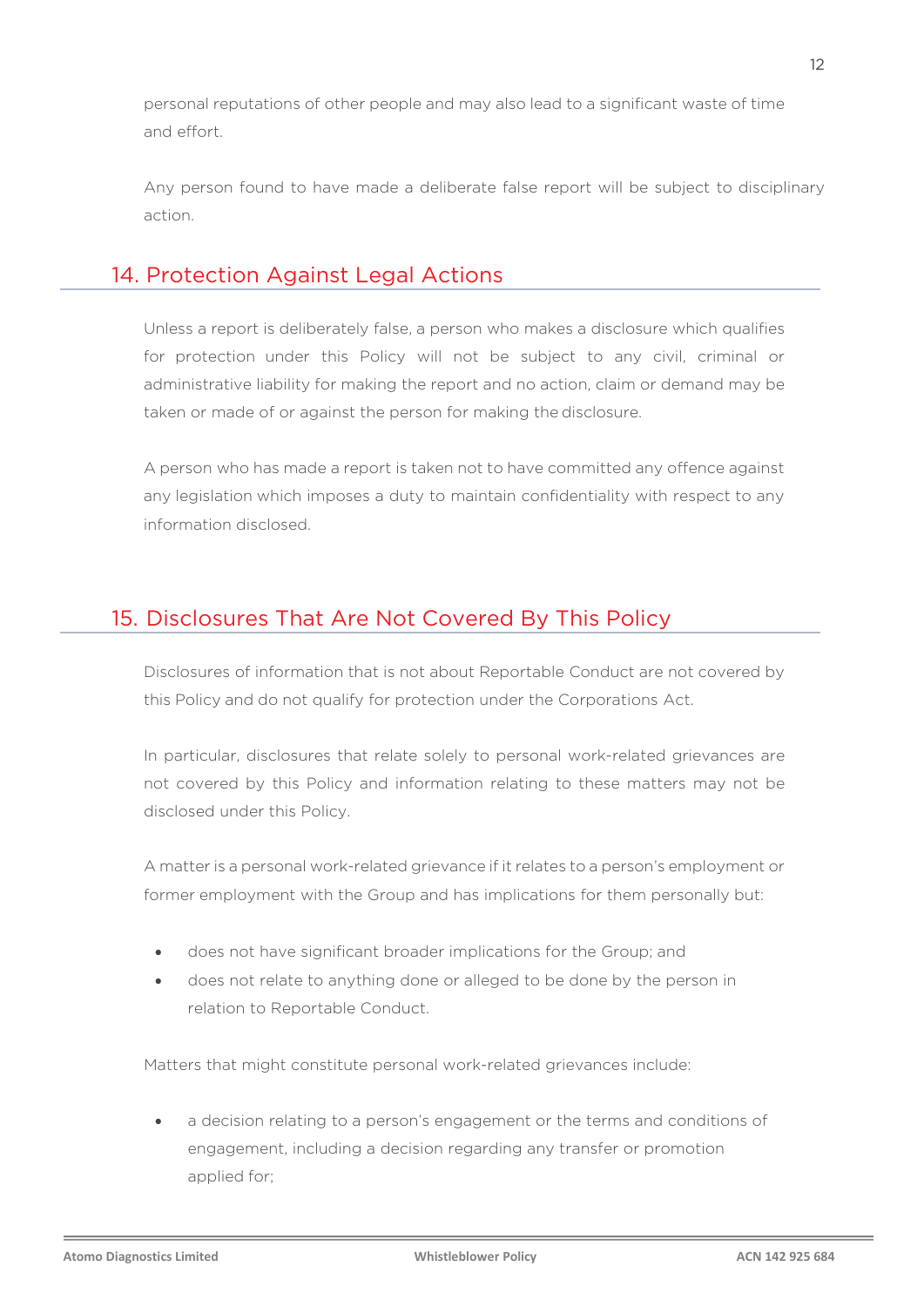personal reputations of other people and may also lead to a significant waste of time and effort.

Any person found to have made a deliberate false report will be subject to disciplinary action.

## 14. Protection Against Legal Actions

Unless a report is deliberately false, a person who makes a disclosure which qualifies for protection under this Policy will not be subject to any civil, criminal or administrative liability for making the report and no action, claim or demand may be taken or made of or against the person for making the disclosure.

A person who has made a report is taken not to have committed any offence against any legislation which imposes a duty to maintain confidentiality with respect to any information disclosed.

## 15. Disclosures That Are Not Covered By This Policy

Disclosures of information that is not about Reportable Conduct are not covered by this Policy and do not qualify for protection under the Corporations Act.

In particular, disclosures that relate solely to personal work-related grievances are not covered by this Policy and information relating to these matters may not be disclosed under this Policy.

A matter is a personal work-related grievance if it relates to a person's employment or former employment with the Group and has implications for them personally but:

- does not have significant broader implications for the Group; and
- does not relate to anything done or alleged to be done by the person in relation to Reportable Conduct.

Matters that might constitute personal work-related grievances include:

- a decision relating to a person's engagement or the terms and conditions of engagement, including a decision regarding any transfer or promotion applied for;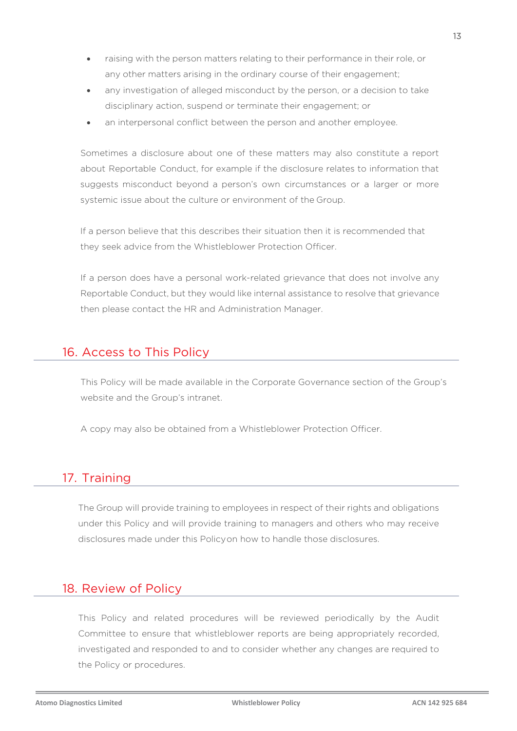- raising with the person matters relating to their performance in their role, or any other matters arising in the ordinary course of their engagement;
- any investigation of alleged misconduct by the person, or a decision to take disciplinary action, suspend or terminate their engagement; or
- an interpersonal conflict between the person and another employee.

Sometimes a disclosure about one of these matters may also constitute a report about Reportable Conduct, for example if the disclosure relates to information that suggests misconduct beyond a person's own circumstances or a larger or more systemic issue about the culture or environment of the Group.

If a person believe that this describes their situation then it is recommended that they seek advice from the Whistleblower Protection Officer.

If a person does have a personal work-related grievance that does not involve any Reportable Conduct, but they would like internal assistance to resolve that grievance then please contact the HR and Administration Manager.

## 16. Access to This Policy

This Policy will be made available in the Corporate Governance section of the Group's website and the Group's intranet.

A copy may also be obtained from a Whistleblower Protection Officer.

## 17. Training

The Group will provide training to employees in respect of their rights and obligations under this Policy and will provide training to managers and others who may receive disclosures made under this Policyon how to handle those disclosures.

## 18. Review of Policy

This Policy and related procedures will be reviewed periodically by the Audit Committee to ensure that whistleblower reports are being appropriately recorded, investigated and responded to and to consider whether any changes are required to the Policy or procedures.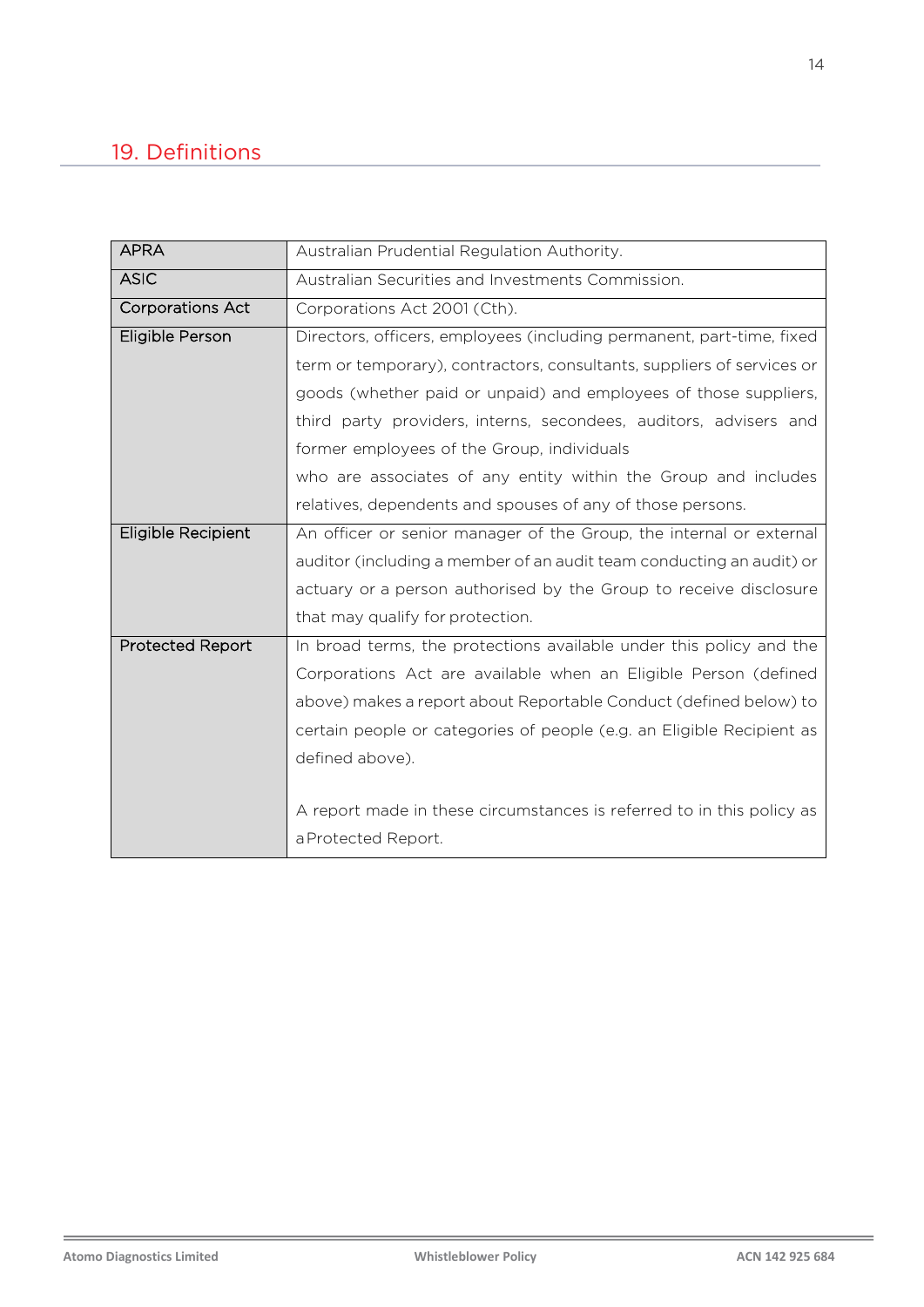## 19. Definitions

| | |
|---|---|
| APRA | Australian Prudential Regulation Authority. |
| ASIC | Australian Securities and Investments Commission. |
| Corporations Act | Corporations Act 2001 (Cth). |
| Eligible Person | Directors, officers, employees (including permanent, part-time, fixed term or temporary), contractors, consultants, suppliers of services or goods (whether paid or unpaid) and employees of those suppliers, third party providers, interns, secondees, auditors, advisers and former employees of the Group, individuals who are associates of any entity within the Group and includes relatives, dependents and spouses of any of those persons. |
| Eligible Recipient | An officer or senior manager of the Group, the internal or external auditor (including a member of an audit team conducting an audit) or actuary or a person authorised by the Group to receive disclosure that may qualify for protection. |
| Protected Report | In broad terms, the protections available under this policy and the Corporations Act are available when an Eligible Person (defined above) makes a report about Reportable Conduct (defined below) to certain people or categories of people (e.g. an Eligible Recipient as defined above).<br><br>A report made in these circumstances is referred to in this policy as a Protected Report. |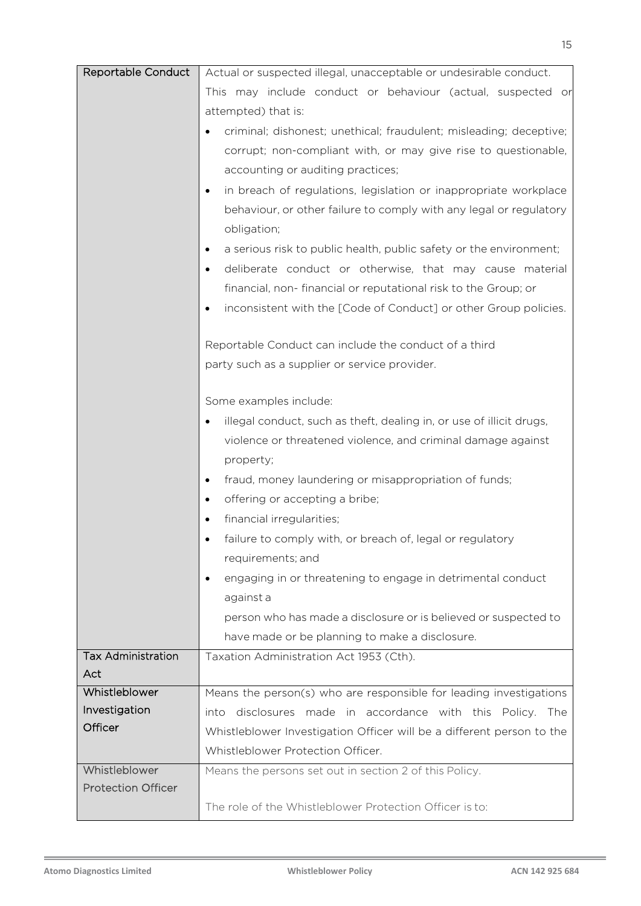| | |
|---|---|
| Reportable Conduct | Actual or suspected illegal, unacceptable or undesirable conduct.<br>This may include conduct or behaviour (actual, suspected or attempted) that is:<br>• criminal; dishonest; unethical; fraudulent; misleading; deceptive; corrupt; non-compliant with, or may give rise to questionable, accounting or auditing practices;<br>• in breach of regulations, legislation or inappropriate workplace behaviour, or other failure to comply with any legal or regulatory obligation;<br>• a serious risk to public health, public safety or the environment;<br>• deliberate conduct or otherwise, that may cause material financial, non- financial or reputational risk to the Group; or<br>• inconsistent with the [Code of Conduct] or other Group policies.<br><br>Reportable Conduct can include the conduct of a third party such as a supplier or service provider.<br><br>Some examples include:<br>• illegal conduct, such as theft, dealing in, or use of illicit drugs, violence or threatened violence, and criminal damage against property;<br>• fraud, money laundering or misappropriation of funds;<br>• offering or accepting a bribe;<br>• financial irregularities;<br>• failure to comply with, or breach of, legal or regulatory requirements; and<br>• engaging in or threatening to engage in detrimental conduct against a person who has made a disclosure or is believed or suspected to have made or be planning to make a disclosure. |
| Tax Administration Act | Taxation Administration Act 1953 (Cth). |
| Whistleblower Investigation Officer | Means the person(s) who are responsible for leading investigations into disclosures made in accordance with this Policy. The Whistleblower Investigation Officer will be a different person to the Whistleblower Protection Officer. |
| Whistleblower Protection Officer | Means the persons set out in section 2 of this Policy.<br><br>The role of the Whistleblower Protection Officer is to: |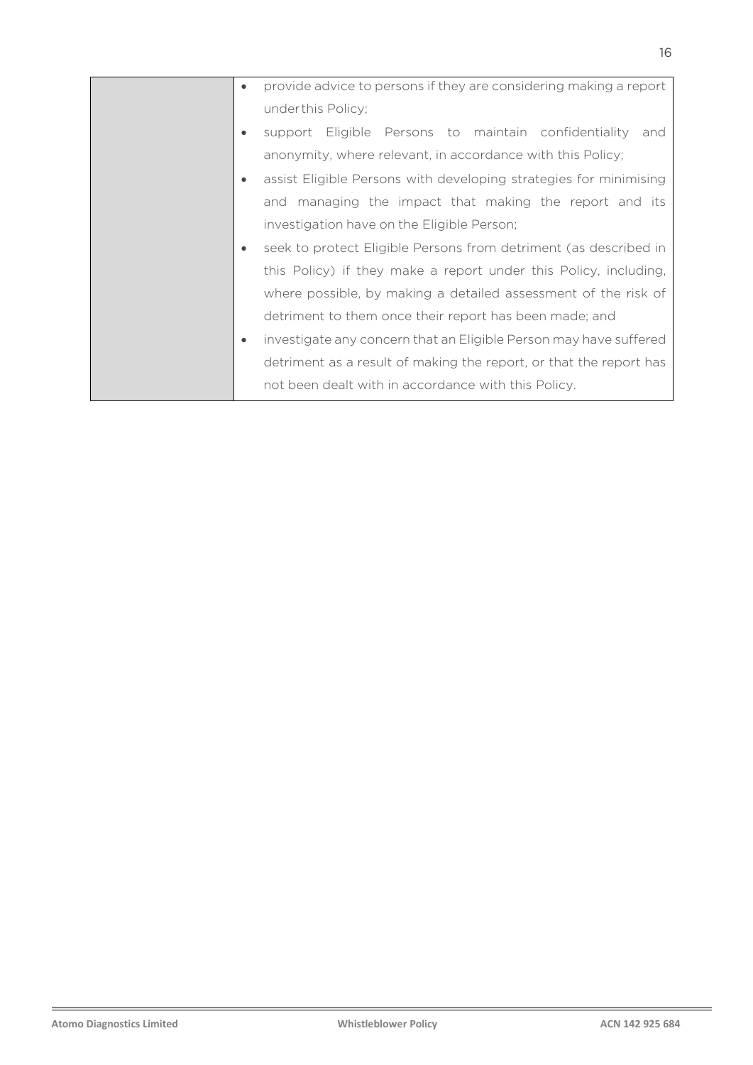| | |
|---|---|
| | • provide advice to persons if they are considering making a report under this Policy;<br>• support Eligible Persons to maintain confidentiality and anonymity, where relevant, in accordance with this Policy;<br>• assist Eligible Persons with developing strategies for minimising and managing the impact that making the report and its investigation have on the Eligible Person;<br>• seek to protect Eligible Persons from detriment (as described in this Policy) if they make a report under this Policy, including, where possible, by making a detailed assessment of the risk of detriment to them once their report has been made; and<br>• investigate any concern that an Eligible Person may have suffered detriment as a result of making the report, or that the report has not been dealt with in accordance with this Policy. |